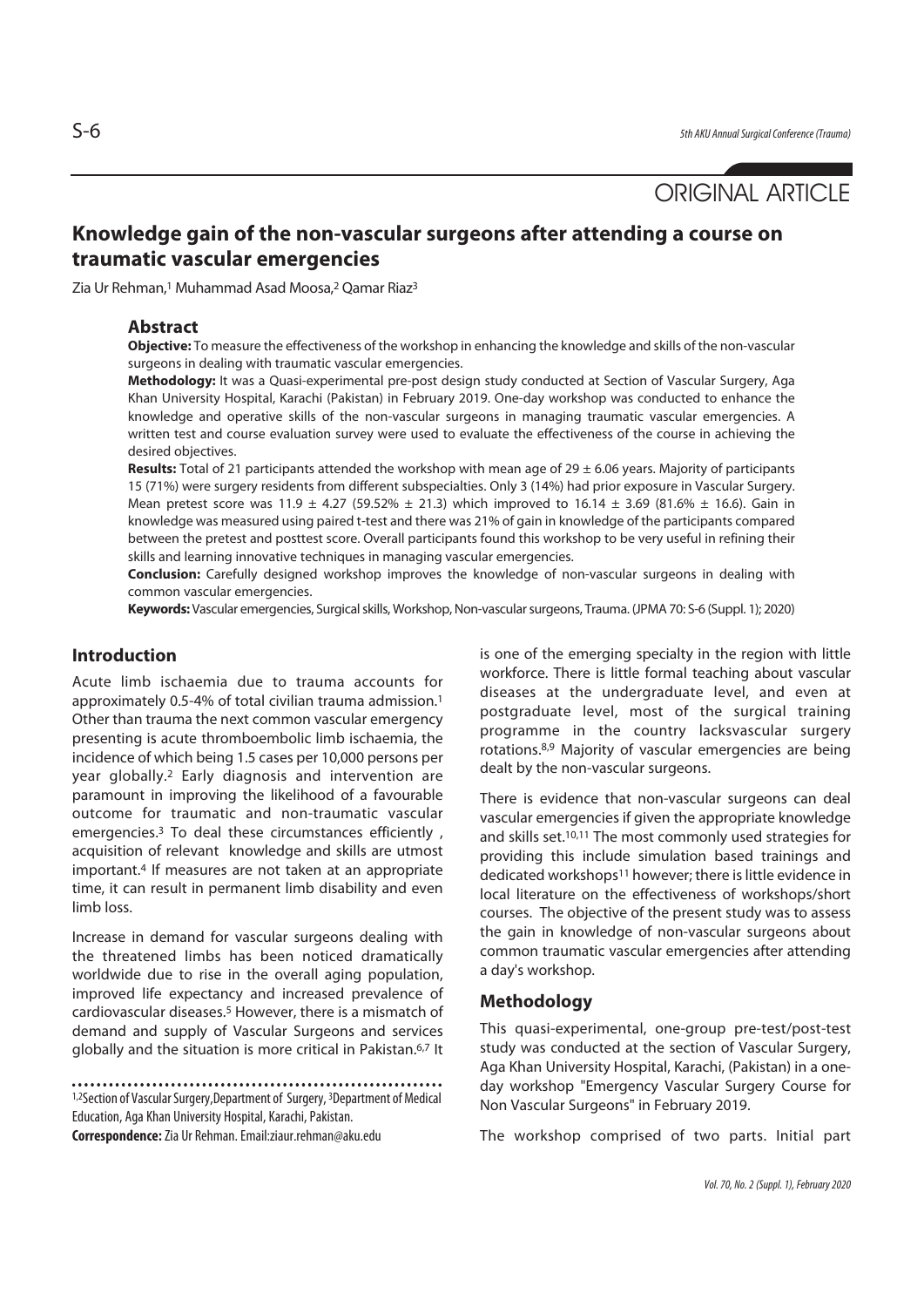ORIGINAL ARTICLE

# Knowledge gain of the non-vascular surgeons after attending a course on traumatic vascular emergencies

Zia Ur Rehman,[1] Muhammad Asad Moosa,[2] Qamar Riaz[3]

## Abstract

**Objective:** To measure the effectiveness of the workshop in enhancing the knowledge and skills of the non-vascular surgeons in dealing with traumatic vascular emergencies.

**Methodology:** It was a Quasi-experimental pre-post design study conducted at Section of Vascular Surgery, Aga Khan University Hospital, Karachi (Pakistan) in February 2019. One-day workshop was conducted to enhance the knowledge and operative skills of the non-vascular surgeons in managing traumatic vascular emergencies. A written test and course evaluation survey were used to evaluate the effectiveness of the course in achieving the desired objectives.

**Results:** Total of 21 participants attended the workshop with mean age of 29 ± 6.06 years. Majority of participants 15 (71%) were surgery residents from different subspecialties. Only 3 (14%) had prior exposure in Vascular Surgery. Mean pretest score was 11.9 ± 4.27 (59.52% ± 21.3) which improved to 16.14 ± 3.69 (81.6% ± 16.6). Gain in knowledge was measured using paired t-test and there was 21% of gain in knowledge of the participants compared between the pretest and posttest score. Overall participants found this workshop to be very useful in refining their skills and learning innovative techniques in managing vascular emergencies.

**Conclusion:** Carefully designed workshop improves the knowledge of non-vascular surgeons in dealing with common vascular emergencies.

**Keywords:** Vascular emergencies, Surgical skills, Workshop, Non-vascular surgeons, Trauma. (JPMA 70: S-6 (Suppl. 1); 2020)

## Introduction

Acute limb ischaemia due to trauma accounts for approximately 0.5-4% of total civilian trauma admission.[1] Other than trauma the next common vascular emergency presenting is acute thromboembolic limb ischaemia, the incidence of which being 1.5 cases per 10,000 persons per year globally.[2] Early diagnosis and intervention are paramount in improving the likelihood of a favourable outcome for traumatic and non-traumatic vascular emergencies.[3] To deal these circumstances efficiently , acquisition of relevant knowledge and skills are utmost important.[4] If measures are not taken at an appropriate time, it can result in permanent limb disability and even limb loss.

Increase in demand for vascular surgeons dealing with the threatened limbs has been noticed dramatically worldwide due to rise in the overall aging population, improved life expectancy and increased prevalence of cardiovascular diseases.[5] However, there is a mismatch of demand and supply of Vascular Surgeons and services globally and the situation is more critical in Pakistan.[6,7] It is one of the emerging specialty in the region with little workforce. There is little formal teaching about vascular diseases at the undergraduate level, and even at postgraduate level, most of the surgical training programme in the country lacksvascular surgery rotations.[8,9] Majority of vascular emergencies are being dealt by the non-vascular surgeons.

There is evidence that non-vascular surgeons can deal vascular emergencies if given the appropriate knowledge and skills set.[10,11] The most commonly used strategies for providing this include simulation based trainings and dedicated workshops[11] however; there is little evidence in local literature on the effectiveness of workshops/short courses. The objective of the present study was to assess the gain in knowledge of non-vascular surgeons about common traumatic vascular emergencies after attending a day's workshop.

## Methodology

This quasi-experimental, one-group pre-test/post-test study was conducted at the section of Vascular Surgery, Aga Khan University Hospital, Karachi, (Pakistan) in a one-day workshop "Emergency Vascular Surgery Course for Non Vascular Surgeons" in February 2019.

The workshop comprised of two parts. Initial part

[1,2]Section of Vascular Surgery,Department of Surgery, [3]Department of Medical Education, Aga Khan University Hospital, Karachi, Pakistan.

**Correspondence:** Zia Ur Rehman. Email:ziaur.rehman@aku.edu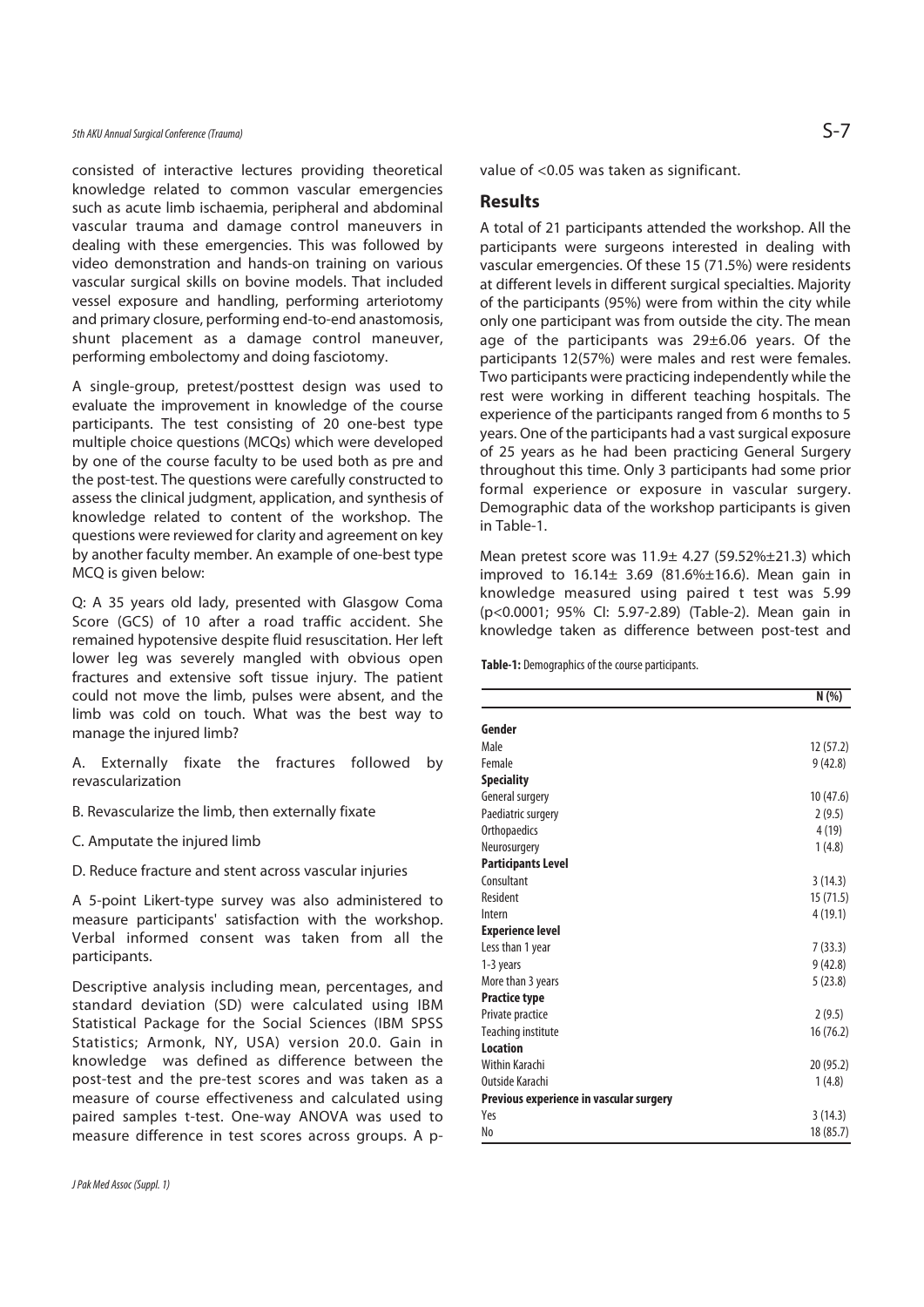consisted of interactive lectures providing theoretical knowledge related to common vascular emergencies such as acute limb ischaemia, peripheral and abdominal vascular trauma and damage control maneuvers in dealing with these emergencies. This was followed by video demonstration and hands-on training on various vascular surgical skills on bovine models. That included vessel exposure and handling, performing arteriotomy and primary closure, performing end-to-end anastomosis, shunt placement as a damage control maneuver, performing embolectomy and doing fasciotomy.

A single-group, pretest/posttest design was used to evaluate the improvement in knowledge of the course participants. The test consisting of 20 one-best type multiple choice questions (MCQs) which were developed by one of the course faculty to be used both as pre and the post-test. The questions were carefully constructed to assess the clinical judgment, application, and synthesis of knowledge related to content of the workshop. The questions were reviewed for clarity and agreement on key by another faculty member. An example of one-best type MCQ is given below:

Q: A 35 years old lady, presented with Glasgow Coma Score (GCS) of 10 after a road traffic accident. She remained hypotensive despite fluid resuscitation. Her left lower leg was severely mangled with obvious open fractures and extensive soft tissue injury. The patient could not move the limb, pulses were absent, and the limb was cold on touch. What was the best way to manage the injured limb?

A. Externally fixate the fractures followed by revascularization

B. Revascularize the limb, then externally fixate

C. Amputate the injured limb

D. Reduce fracture and stent across vascular injuries

A 5-point Likert-type survey was also administered to measure participants' satisfaction with the workshop. Verbal informed consent was taken from all the participants.

Descriptive analysis including mean, percentages, and standard deviation (SD) were calculated using IBM Statistical Package for the Social Sciences (IBM SPSS Statistics; Armonk, NY, USA) version 20.0. Gain in knowledge was defined as difference between the post-test and the pre-test scores and was taken as a measure of course effectiveness and calculated using paired samples t-test. One-way ANOVA was used to measure difference in test scores across groups. A p-value of <0.05 was taken as significant.

## Results

A total of 21 participants attended the workshop. All the participants were surgeons interested in dealing with vascular emergencies. Of these 15 (71.5%) were residents at different levels in different surgical specialties. Majority of the participants (95%) were from within the city while only one participant was from outside the city. The mean age of the participants was 29±6.06 years. Of the participants 12(57%) were males and rest were females. Two participants were practicing independently while the rest were working in different teaching hospitals. The experience of the participants ranged from 6 months to 5 years. One of the participants had a vast surgical exposure of 25 years as he had been practicing General Surgery throughout this time. Only 3 participants had some prior formal experience or exposure in vascular surgery. Demographic data of the workshop participants is given in Table-1.

Mean pretest score was 11.9± 4.27 (59.52%±21.3) which improved to 16.14± 3.69 (81.6%±16.6). Mean gain in knowledge measured using paired t test was 5.99 (p<0.0001; 95% CI: 5.97-2.89) (Table-2). Mean gain in knowledge taken as difference between post-test and

**Table-1:** Demographics of the course participants.

| | N (%) |
|---|---|
| **Gender** | |
| Male | 12 (57.2) |
| Female | 9 (42.8) |
| **Speciality** | |
| General surgery | 10 (47.6) |
| Paediatric surgery | 2 (9.5) |
| Orthopaedics | 4 (19) |
| Neurosurgery | 1 (4.8) |
| **Participants Level** | |
| Consultant | 3 (14.3) |
| Resident | 15 (71.5) |
| Intern | 4 (19.1) |
| **Experience level** | |
| Less than 1 year | 7 (33.3) |
| 1-3 years | 9 (42.8) |
| More than 3 years | 5 (23.8) |
| **Practice type** | |
| Private practice | 2 (9.5) |
| Teaching institute | 16 (76.2) |
| **Location** | |
| Within Karachi | 20 (95.2) |
| Outside Karachi | 1 (4.8) |
| **Previous experience in vascular surgery** | |
| Yes | 3 (14.3) |
| No | 18 (85.7) |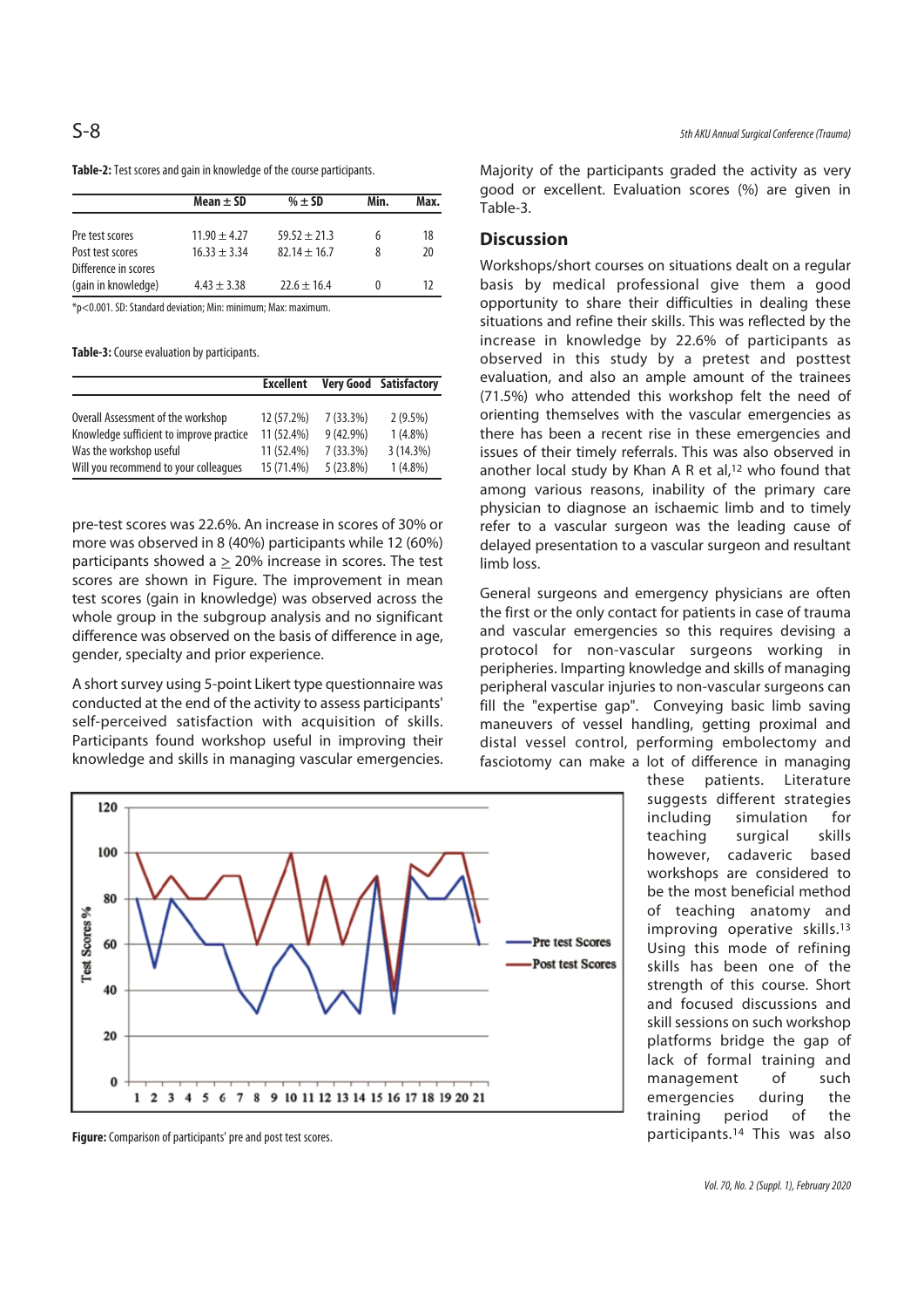**Table-2:** Test scores and gain in knowledge of the course participants.

| | Mean ± SD | % ± SD | Min. | Max. |
|---|---|---|---|---|
| Pre test scores | 11.90 ± 4.27 | 59.52 ± 21.3 | 6 | 18 |
| Post test scores | 16.33 ± 3.34 | 82.14 ± 16.7 | 8 | 20 |
| Difference in scores (gain in knowledge) | 4.43 ± 3.38 | 22.6 ± 16.4 | 0 | 12 |

*p<0.001. SD: Standard deviation; Min: minimum; Max: maximum.

**Table-3:** Course evaluation by participants.

| | Excellent | Very Good | Satisfactory |
|---|---|---|---|
| Overall Assessment of the workshop | 12 (57.2%) | 7 (33.3%) | 2 (9.5%) |
| Knowledge sufficient to improve practice | 11 (52.4%) | 9 (42.9%) | 1 (4.8%) |
| Was the workshop useful | 11 (52.4%) | 7 (33.3%) | 3 (14.3%) |
| Will you recommend to your colleagues | 15 (71.4%) | 5 (23.8%) | 1 (4.8%) |

pre-test scores was 22.6%. An increase in scores of 30% or more was observed in 8 (40%) participants while 12 (60%) participants showed a ≥ 20% increase in scores. The test scores are shown in Figure. The improvement in mean test scores (gain in knowledge) was observed across the whole group in the subgroup analysis and no significant difference was observed on the basis of difference in age, gender, specialty and prior experience.

A short survey using 5-point Likert type questionnaire was conducted at the end of the activity to assess participants' self-perceived satisfaction with acquisition of skills. Participants found workshop useful in improving their knowledge and skills in managing vascular emergencies.

**Figure:** Comparison of participants' pre and post test scores.

Majority of the participants graded the activity as very good or excellent. Evaluation scores (%) are given in Table-3.

## Discussion

Workshops/short courses on situations dealt on a regular basis by medical professional give them a good opportunity to share their difficulties in dealing these situations and refine their skills. This was reflected by the increase in knowledge by 22.6% of participants as observed in this study by a pretest and posttest evaluation, and also an ample amount of the trainees (71.5%) who attended this workshop felt the need of orienting themselves with the vascular emergencies as there has been a recent rise in these emergencies and issues of their timely referrals. This was also observed in another local study by Khan A R et al,[12] who found that among various reasons, inability of the primary care physician to diagnose an ischaemic limb and to timely refer to a vascular surgeon was the leading cause of delayed presentation to a vascular surgeon and resultant limb loss.

General surgeons and emergency physicians are often the first or the only contact for patients in case of trauma and vascular emergencies so this requires devising a protocol for non-vascular surgeons working in peripheries. Imparting knowledge and skills of managing peripheral vascular injuries to non-vascular surgeons can fill the "expertise gap". Conveying basic limb saving maneuvers of vessel handling, getting proximal and distal vessel control, performing embolectomy and fasciotomy can make a lot of difference in managing these patients. Literature suggests different strategies including simulation for teaching surgical skills however, cadaveric based workshops are considered to be the most beneficial method of teaching anatomy and improving operative skills.[13] Using this mode of refining skills has been one of the strength of this course. Short and focused discussions and skill sessions on such workshop platforms bridge the gap of lack of formal training and management of such emergencies during the training period of the participants.[14] This was also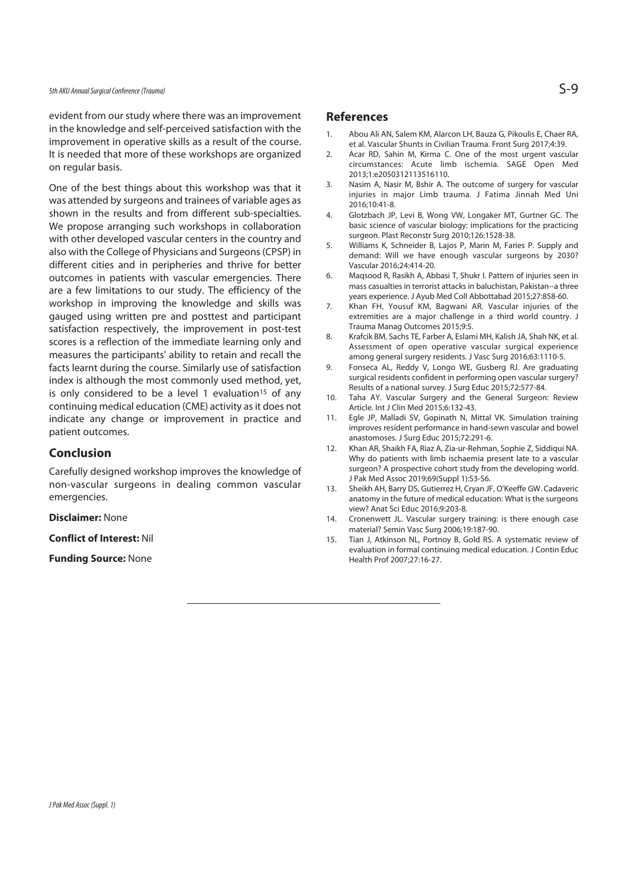evident from our study where there was an improvement in the knowledge and self-perceived satisfaction with the improvement in operative skills as a result of the course. It is needed that more of these workshops are organized on regular basis.

One of the best things about this workshop was that it was attended by surgeons and trainees of variable ages as shown in the results and from different sub-specialties. We propose arranging such workshops in collaboration with other developed vascular centers in the country and also with the College of Physicians and Surgeons (CPSP) in different cities and in peripheries and thrive for better outcomes in patients with vascular emergencies. There are a few limitations to our study. The efficiency of the workshop in improving the knowledge and skills was gauged using written pre and posttest and participant satisfaction respectively, the improvement in post-test scores is a reflection of the immediate learning only and measures the participants' ability to retain and recall the facts learnt during the course. Similarly use of satisfaction index is although the most commonly used method, yet, is only considered to be a level 1 evaluation[15] of any continuing medical education (CME) activity as it does not indicate any change or improvement in practice and patient outcomes.

## Conclusion

Carefully designed workshop improves the knowledge of non-vascular surgeons in dealing common vascular emergencies.

**Disclaimer:** None

**Conflict of Interest:** Nil

**Funding Source:** None

## References

1. Abou Ali AN, Salem KM, Alarcon LH, Bauza G, Pikoulis E, Chaer RA, et al. Vascular Shunts in Civilian Trauma. Front Surg 2017;4:39.
2. Acar RD, Sahin M, Kirma C. One of the most urgent vascular circumstances: Acute limb ischemia. SAGE Open Med 2013;1:e2050312113516110.
3. Nasim A, Nasir M, Bshir A. The outcome of surgery for vascular injuries in major Limb trauma. J Fatima Jinnah Med Uni 2016;10:41-8.
4. Glotzbach JP, Levi B, Wong VW, Longaker MT, Gurtner GC. The basic science of vascular biology: implications for the practicing surgeon. Plast Reconstr Surg 2010;126:1528-38.
5. Williams K, Schneider B, Lajos P, Marin M, Faries P. Supply and demand: Will we have enough vascular surgeons by 2030? Vascular 2016;24:414-20.
6. Maqsood R, Rasikh A, Abbasi T, Shukr I. Pattern of injuries seen in mass casualties in terrorist attacks in baluchistan, Pakistan--a three years experience. J Ayub Med Coll Abbottabad 2015;27:858-60.
7. Khan FH, Yousuf KM, Bagwani AR. Vascular injuries of the extremities are a major challenge in a third world country. J Trauma Manag Outcomes 2015;9:5.
8. Krafcik BM, Sachs TE, Farber A, Eslami MH, Kalish JA, Shah NK, et al. Assessment of open operative vascular surgical experience among general surgery residents. J Vasc Surg 2016;63:1110-5.
9. Fonseca AL, Reddy V, Longo WE, Gusberg RJ. Are graduating surgical residents confident in performing open vascular surgery? Results of a national survey. J Surg Educ 2015;72:577-84.
10. Taha AY. Vascular Surgery and the General Surgeon: Review Article. Int J Clin Med 2015;6:132-43.
11. Egle JP, Malladi SV, Gopinath N, Mittal VK. Simulation training improves resident performance in hand-sewn vascular and bowel anastomoses. J Surg Educ 2015;72:291-6.
12. Khan AR, Shaikh FA, Riaz A, Zia-ur-Rehman, Sophie Z, Siddiqui NA. Why do patients with limb ischaemia present late to a vascular surgeon? A prospective cohort study from the developing world. J Pak Med Assoc 2019;69(Suppl 1):S3-S6.
13. Sheikh AH, Barry DS, Gutierrez H, Cryan JF, O'Keeffe GW. Cadaveric anatomy in the future of medical education: What is the surgeons view? Anat Sci Educ 2016;9:203-8.
14. Cronenwett JL. Vascular surgery training: is there enough case material? Semin Vasc Surg 2006;19:187-90.
15. Tian J, Atkinson NL, Portnoy B, Gold RS. A systematic review of evaluation in formal continuing medical education. J Contin Educ Health Prof 2007;27:16-27.